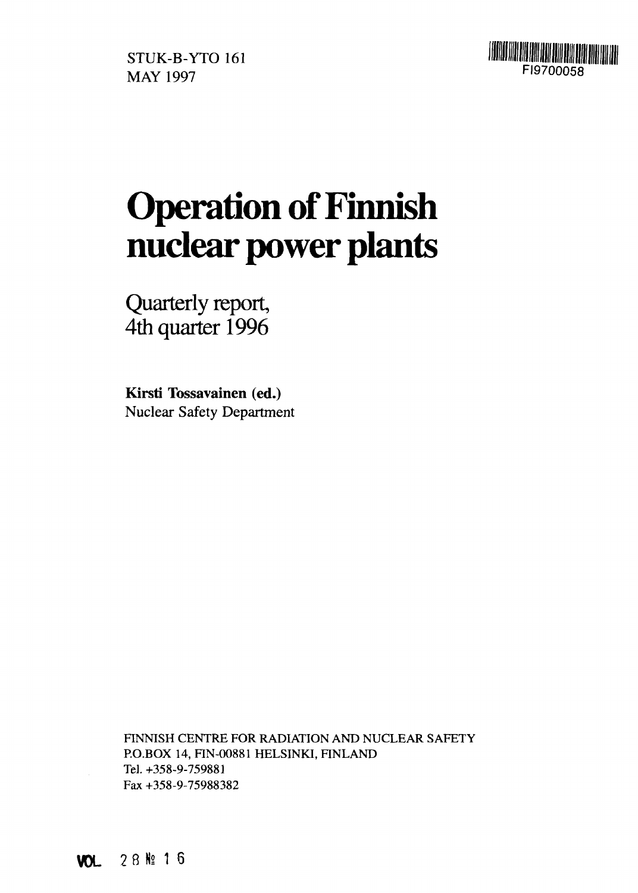STUK-B-YTO 161
MAY 1997

FI9700058

# Operation of Finnish nuclear power plants

## Quarterly report, 4th quarter 1996

**Kirsti Tossavainen (ed.)**
Nuclear Safety Department

FINNISH CENTRE FOR RADIATION AND NUCLEAR SAFETY
P.O.BOX 14, FIN-00881 HELSINKI, FINLAND
Tel. +358-9-759881
Fax +358-9-75988382

VOL 28 № 16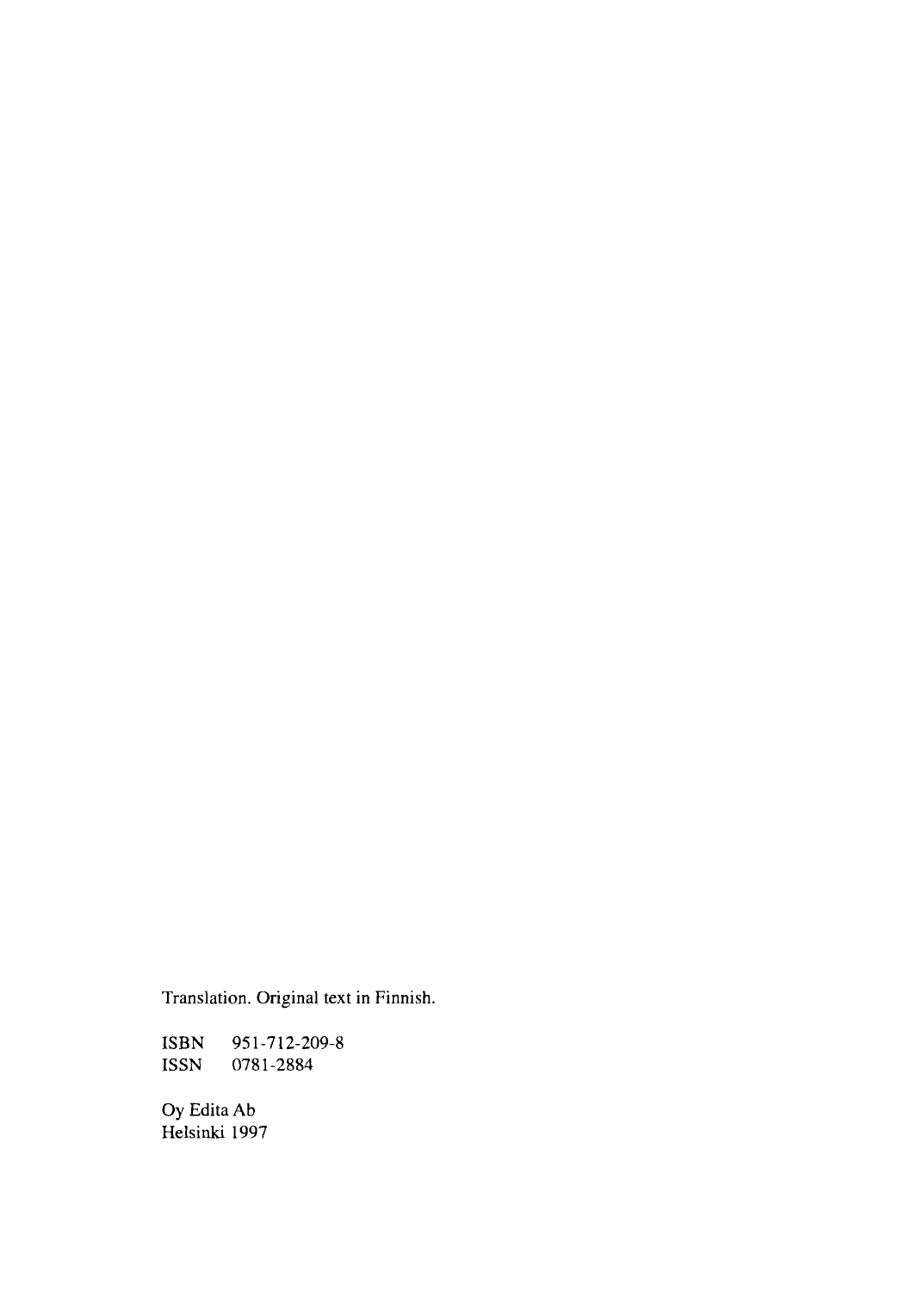Translation. Original text in Finnish.

ISBN 951-712-209-8
ISSN 0781-2884

Oy Edita Ab
Helsinki 1997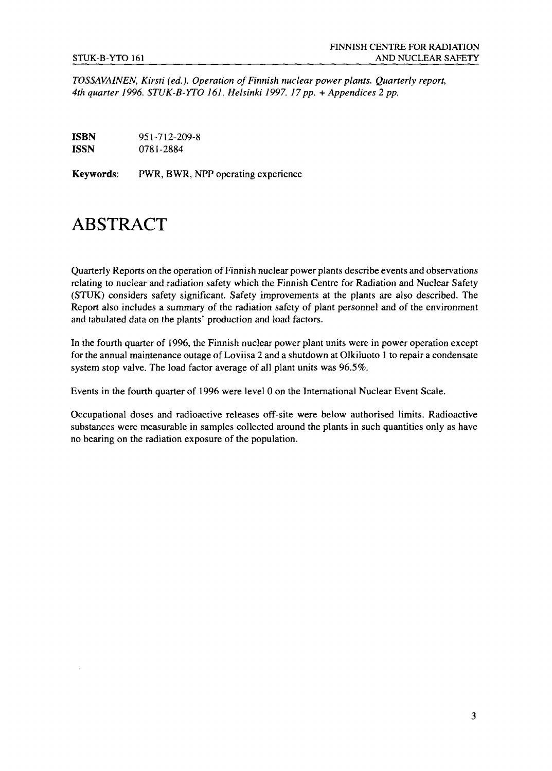*TOSSAVAINEN, Kirsti (ed.). Operation of Finnish nuclear power plants. Quarterly report, 4th quarter 1996. STUK-B-YTO 161. Helsinki 1997. 17 pp. + Appendices 2 pp.*

| | |
|---|---|
| **ISBN** | 951-712-209-8 |
| **ISSN** | 0781-2884 |

**Keywords:** PWR, BWR, NPP operating experience

# ABSTRACT

Quarterly Reports on the operation of Finnish nuclear power plants describe events and observations relating to nuclear and radiation safety which the Finnish Centre for Radiation and Nuclear Safety (STUK) considers safety significant. Safety improvements at the plants are also described. The Report also includes a summary of the radiation safety of plant personnel and of the environment and tabulated data on the plants' production and load factors.

In the fourth quarter of 1996, the Finnish nuclear power plant units were in power operation except for the annual maintenance outage of Loviisa 2 and a shutdown at Olkiluoto 1 to repair a condensate system stop valve. The load factor average of all plant units was 96.5%.

Events in the fourth quarter of 1996 were level 0 on the International Nuclear Event Scale.

Occupational doses and radioactive releases off-site were below authorised limits. Radioactive substances were measurable in samples collected around the plants in such quantities only as have no bearing on the radiation exposure of the population.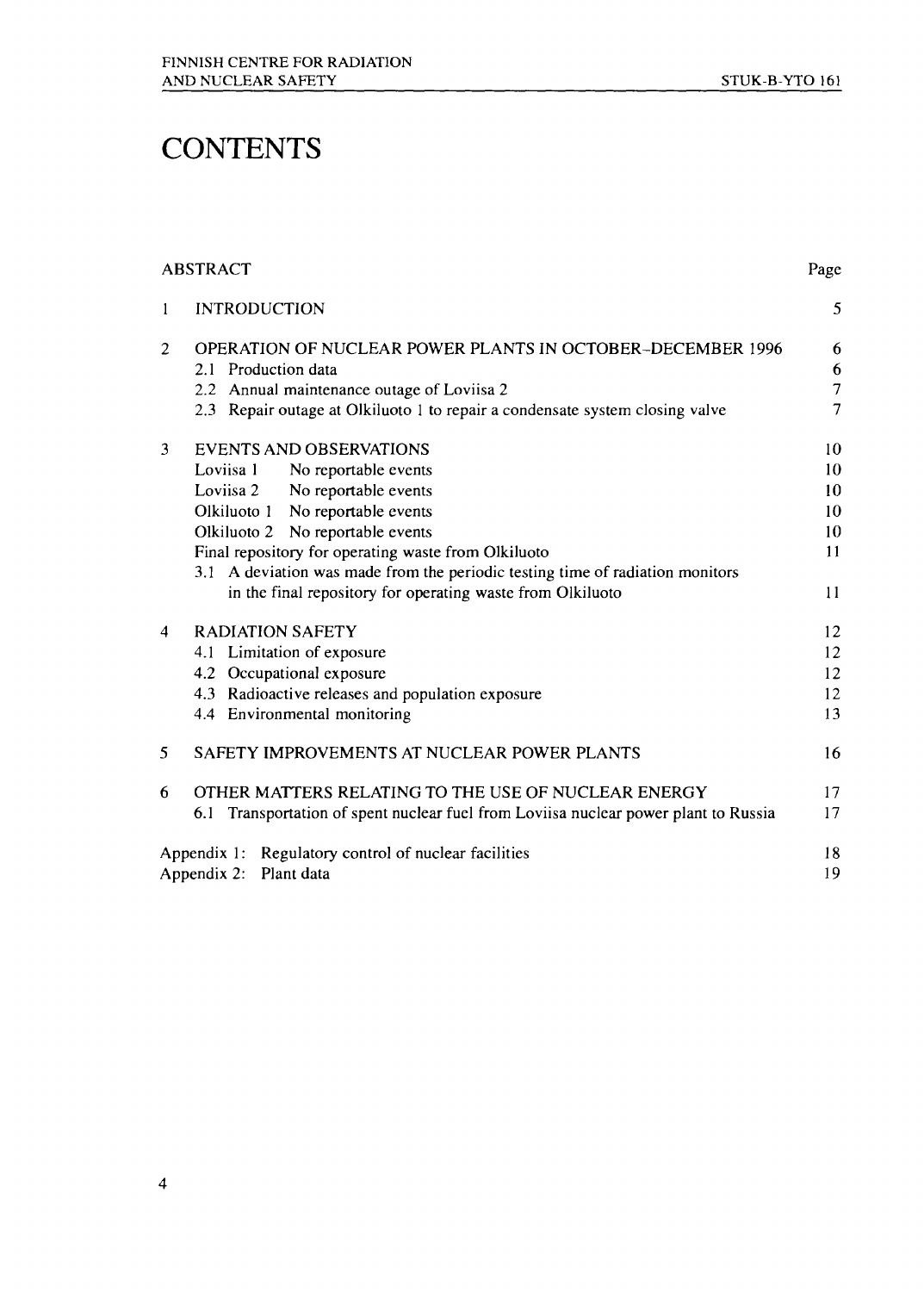# CONTENTS

| | | Page |
|---|---|---|
| ABSTRACT | | |
| 1 | INTRODUCTION | 5 |
| 2 | OPERATION OF NUCLEAR POWER PLANTS IN OCTOBER–DECEMBER 1996 | 6 |
| | 2.1 Production data | 6 |
| | 2.2 Annual maintenance outage of Loviisa 2 | 7 |
| | 2.3 Repair outage at Olkiluoto 1 to repair a condensate system closing valve | 7 |
| 3 | EVENTS AND OBSERVATIONS | 10 |
| | Loviisa 1 No reportable events | 10 |
| | Loviisa 2 No reportable events | 10 |
| | Olkiluoto 1 No reportable events | 10 |
| | Olkiluoto 2 No reportable events | 10 |
| | Final repository for operating waste from Olkiluoto | 11 |
| | 3.1 A deviation was made from the periodic testing time of radiation monitors in the final repository for operating waste from Olkiluoto | 11 |
| 4 | RADIATION SAFETY | 12 |
| | 4.1 Limitation of exposure | 12 |
| | 4.2 Occupational exposure | 12 |
| | 4.3 Radioactive releases and population exposure | 12 |
| | 4.4 Environmental monitoring | 13 |
| 5 | SAFETY IMPROVEMENTS AT NUCLEAR POWER PLANTS | 16 |
| 6 | OTHER MATTERS RELATING TO THE USE OF NUCLEAR ENERGY | 17 |
| | 6.1 Transportation of spent nuclear fuel from Loviisa nuclear power plant to Russia | 17 |
| Appendix 1: | Regulatory control of nuclear facilities | 18 |
| Appendix 2: | Plant data | 19 |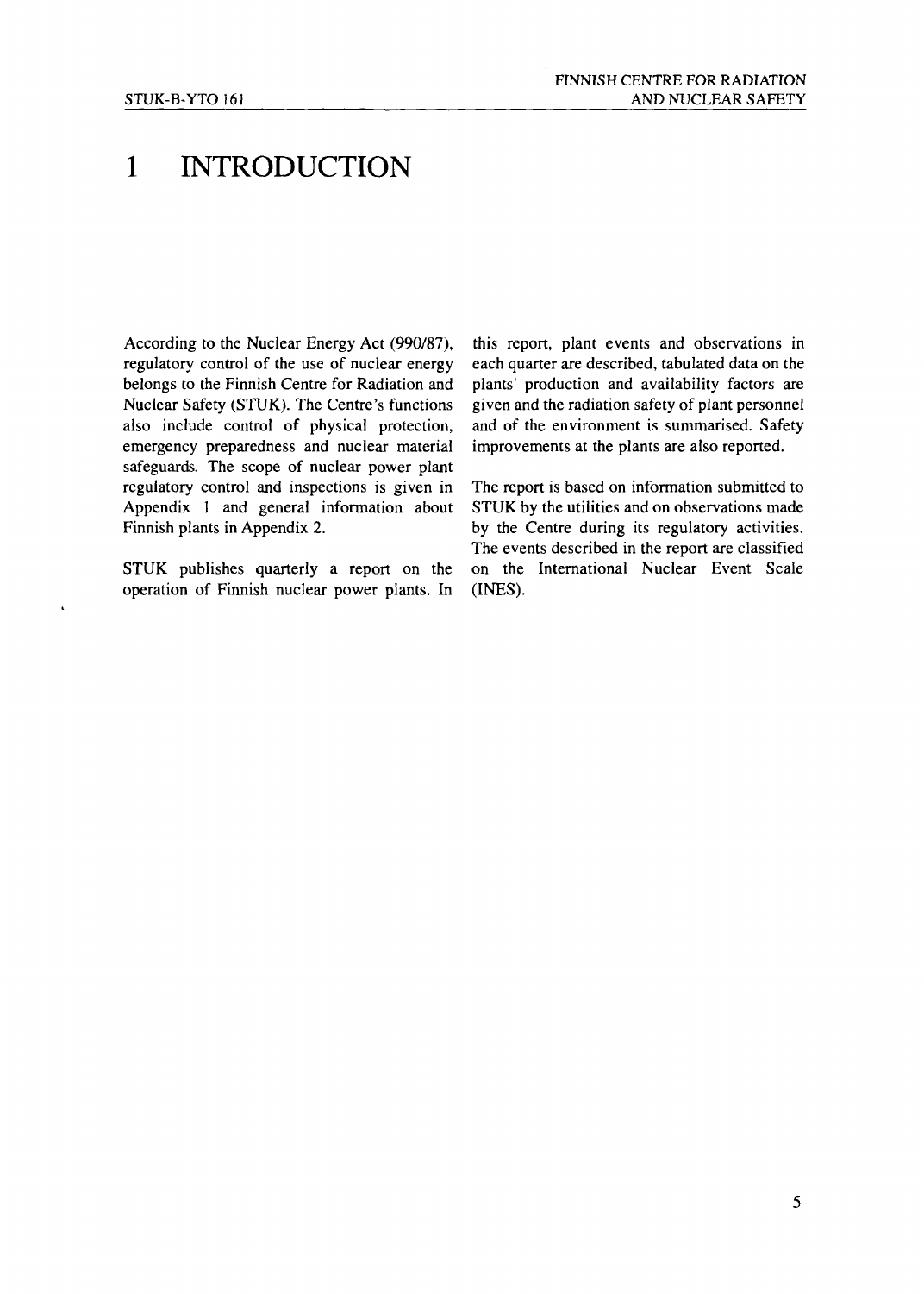# 1 INTRODUCTION

According to the Nuclear Energy Act (990/87), regulatory control of the use of nuclear energy belongs to the Finnish Centre for Radiation and Nuclear Safety (STUK). The Centre's functions also include control of physical protection, emergency preparedness and nuclear material safeguards. The scope of nuclear power plant regulatory control and inspections is given in Appendix 1 and general information about Finnish plants in Appendix 2.

STUK publishes quarterly a report on the operation of Finnish nuclear power plants. In this report, plant events and observations in each quarter are described, tabulated data on the plants' production and availability factors are given and the radiation safety of plant personnel and of the environment is summarised. Safety improvements at the plants are also reported.

The report is based on information submitted to STUK by the utilities and on observations made by the Centre during its regulatory activities. The events described in the report are classified on the International Nuclear Event Scale (INES).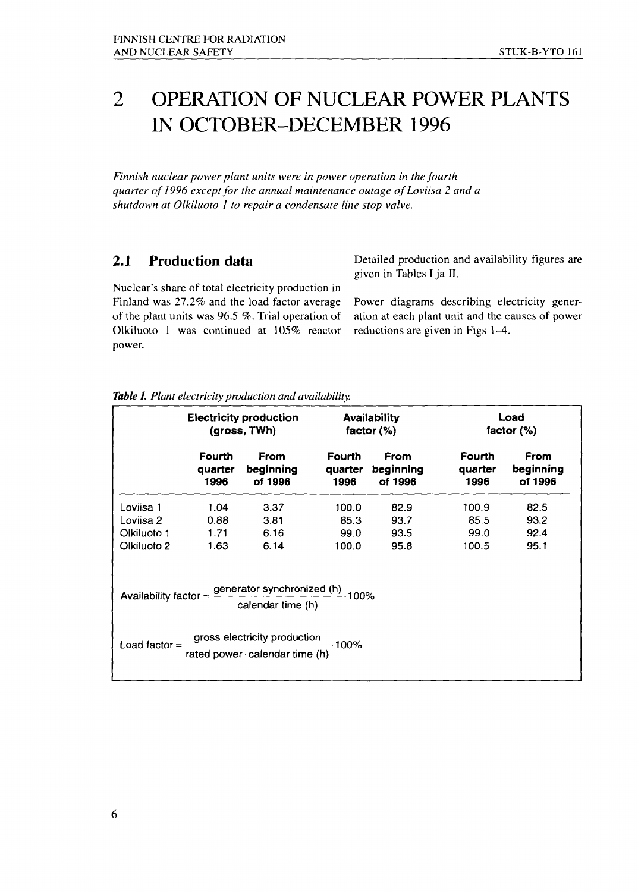# 2 OPERATION OF NUCLEAR POWER PLANTS IN OCTOBER–DECEMBER 1996

*Finnish nuclear power plant units were in power operation in the fourth quarter of 1996 except for the annual maintenance outage of Loviisa 2 and a shutdown at Olkiluoto 1 to repair a condensate line stop valve.*

## 2.1 Production data

Nuclear's share of total electricity production in Finland was 27.2% and the load factor average of the plant units was 96.5 %. Trial operation of Olkiluoto 1 was continued at 105% reactor power.

Detailed production and availability figures are given in Tables I ja II.

Power diagrams describing electricity generation at each plant unit and the causes of power reductions are given in Figs 1–4.

***Table I.*** *Plant electricity production and availability.*

| | Electricity production (gross, TWh) | | Availability factor (%) | | Load factor (%) | |
|---|---|---|---|---|---|---|
| | Fourth quarter 1996 | From beginning of 1996 | Fourth quarter 1996 | From beginning of 1996 | Fourth quarter 1996 | From beginning of 1996 |
| Loviisa 1 | 1.04 | 3.37 | 100.0 | 82.9 | 100.9 | 82.5 |
| Loviisa 2 | 0.88 | 3.81 | 85.3 | 93.7 | 85.5 | 93.2 |
| Olkiluoto 1 | 1.71 | 6.16 | 99.0 | 93.5 | 99.0 | 92.4 |
| Olkiluoto 2 | 1.63 | 6.14 | 100.0 | 95.8 | 100.5 | 95.1 |

$$\text{Availability factor} = \frac{\text{generator synchronized (h)}}{\text{calendar time (h)}} \cdot 100\%$$

$$\text{Load factor} = \frac{\text{gross electricity production}}{\text{rated power} \cdot \text{calendar time (h)}} \cdot 100\%$$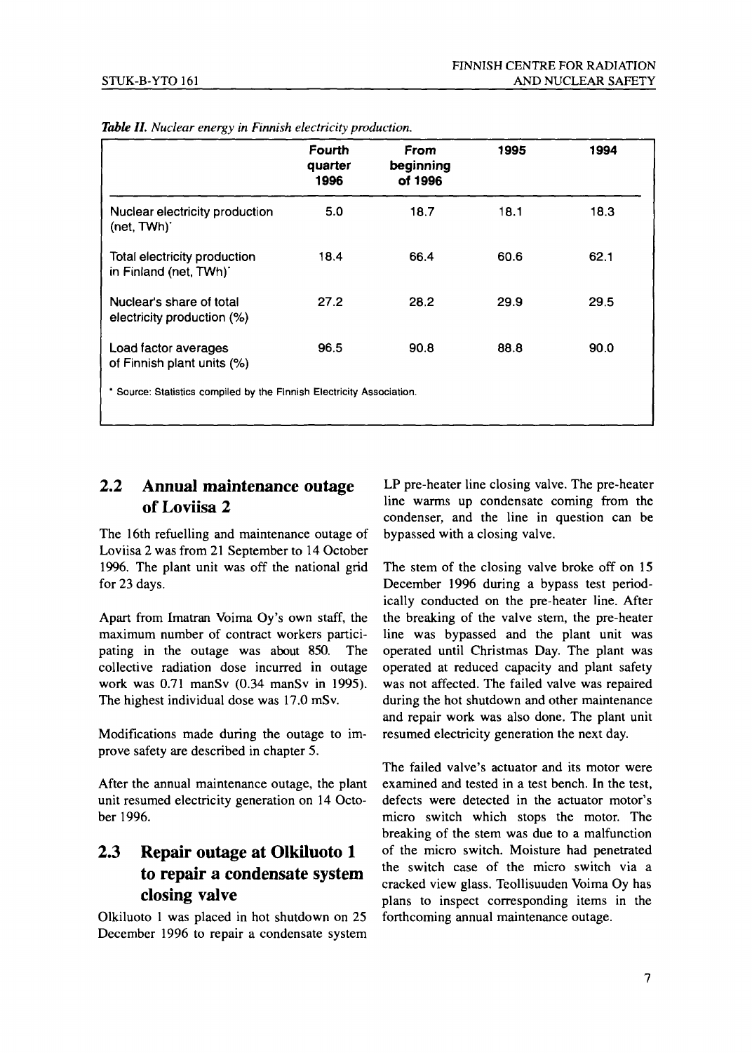*Table II. Nuclear energy in Finnish electricity production.*

| | Fourth quarter 1996 | From beginning of 1996 | 1995 | 1994 |
|---|---|---|---|---|
| Nuclear electricity production (net, TWh)* | 5.0 | 18.7 | 18.1 | 18.3 |
| Total electricity production in Finland (net, TWh)* | 18.4 | 66.4 | 60.6 | 62.1 |
| Nuclear's share of total electricity production (%) | 27.2 | 28.2 | 29.9 | 29.5 |
| Load factor averages of Finnish plant units (%) | 96.5 | 90.8 | 88.8 | 90.0 |

* Source: Statistics compiled by the Finnish Electricity Association.

## 2.2 Annual maintenance outage of Loviisa 2

The 16th refuelling and maintenance outage of Loviisa 2 was from 21 September to 14 October 1996. The plant unit was off the national grid for 23 days.

Apart from Imatran Voima Oy's own staff, the maximum number of contract workers participating in the outage was about 850. The collective radiation dose incurred in outage work was 0.71 manSv (0.34 manSv in 1995). The highest individual dose was 17.0 mSv.

Modifications made during the outage to improve safety are described in chapter 5.

After the annual maintenance outage, the plant unit resumed electricity generation on 14 October 1996.

## 2.3 Repair outage at Olkiluoto 1 to repair a condensate system closing valve

Olkiluoto 1 was placed in hot shutdown on 25 December 1996 to repair a condensate system LP pre-heater line closing valve. The pre-heater line warms up condensate coming from the condenser, and the line in question can be bypassed with a closing valve.

The stem of the closing valve broke off on 15 December 1996 during a bypass test periodically conducted on the pre-heater line. After the breaking of the valve stem, the pre-heater line was bypassed and the plant unit was operated until Christmas Day. The plant was operated at reduced capacity and plant safety was not affected. The failed valve was repaired during the hot shutdown and other maintenance and repair work was also done. The plant unit resumed electricity generation the next day.

The failed valve's actuator and its motor were examined and tested in a test bench. In the test, defects were detected in the actuator motor's micro switch which stops the motor. The breaking of the stem was due to a malfunction of the micro switch. Moisture had penetrated the switch case of the micro switch via a cracked view glass. Teollisuuden Voima Oy has plans to inspect corresponding items in the forthcoming annual maintenance outage.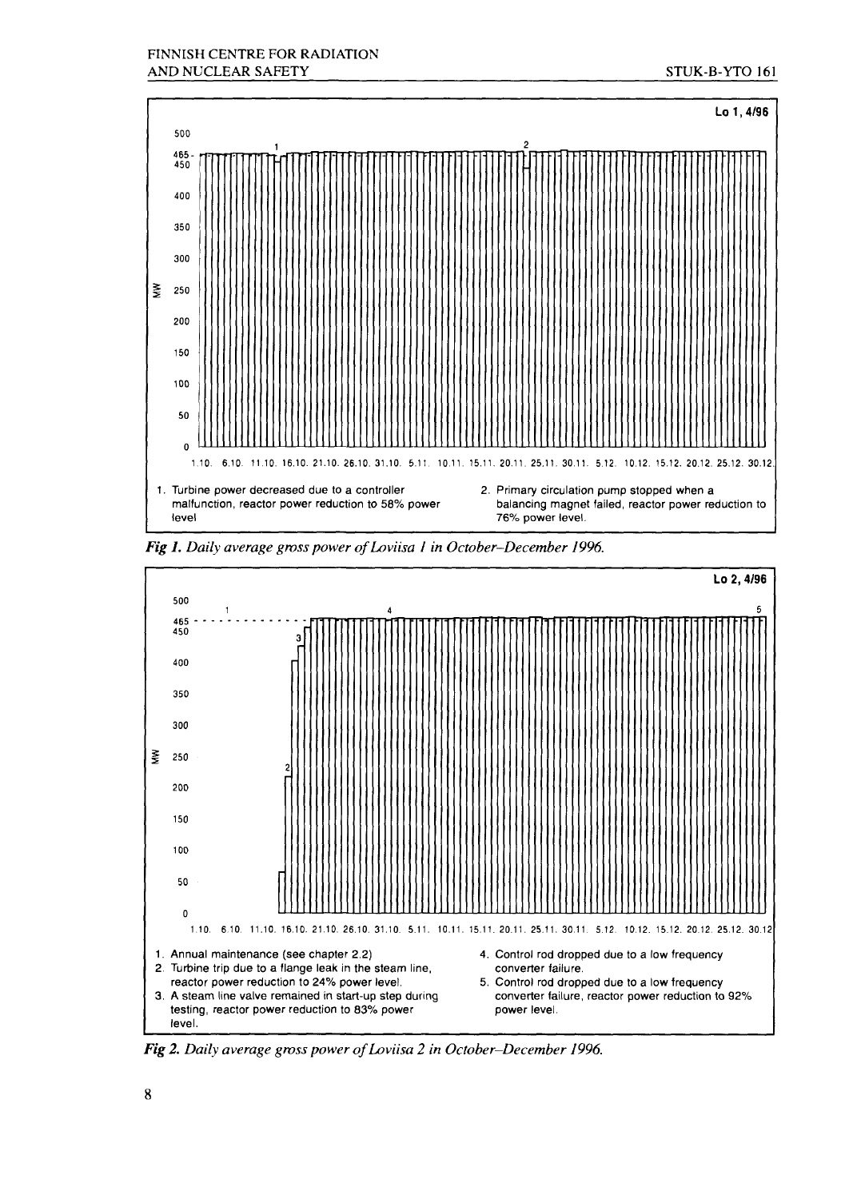Lo 1, 4/96

500
465
450
400
350
300
250
200
150
100
50
0

MW

1.10. 6.10. 11.10. 16.10. 21.10. 26.10. 31.10. 5.11. 10.11. 15.11. 20.11. 25.11. 30.11. 5.12. 10.12. 15.12. 20.12. 25.12. 30.12.

1. Turbine power decreased due to a controller malfunction, reactor power reduction to 58% power level
2. Primary circulation pump stopped when a balancing magnet failed, reactor power reduction to 76% power level.

*Fig 1. Daily average gross power of Loviisa 1 in October–December 1996.*

Lo 2, 4/96

500
465
450
400
350
300
250
200
150
100
50
0

MW

1.10. 6.10. 11.10. 16.10. 21.10. 26.10. 31.10. 5.11. 10.11. 15.11. 20.11. 25.11. 30.11. 5.12. 10.12. 15.12. 20.12. 25.12. 30.12

1. Annual maintenance (see chapter 2.2)
2. Turbine trip due to a flange leak in the steam line, reactor power reduction to 24% power level.
3. A steam line valve remained in start-up step during testing, reactor power reduction to 83% power level.
4. Control rod dropped due to a low frequency converter failure.
5. Control rod dropped due to a low frequency converter failure, reactor power reduction to 92% power level.

*Fig 2. Daily average gross power of Loviisa 2 in October–December 1996.*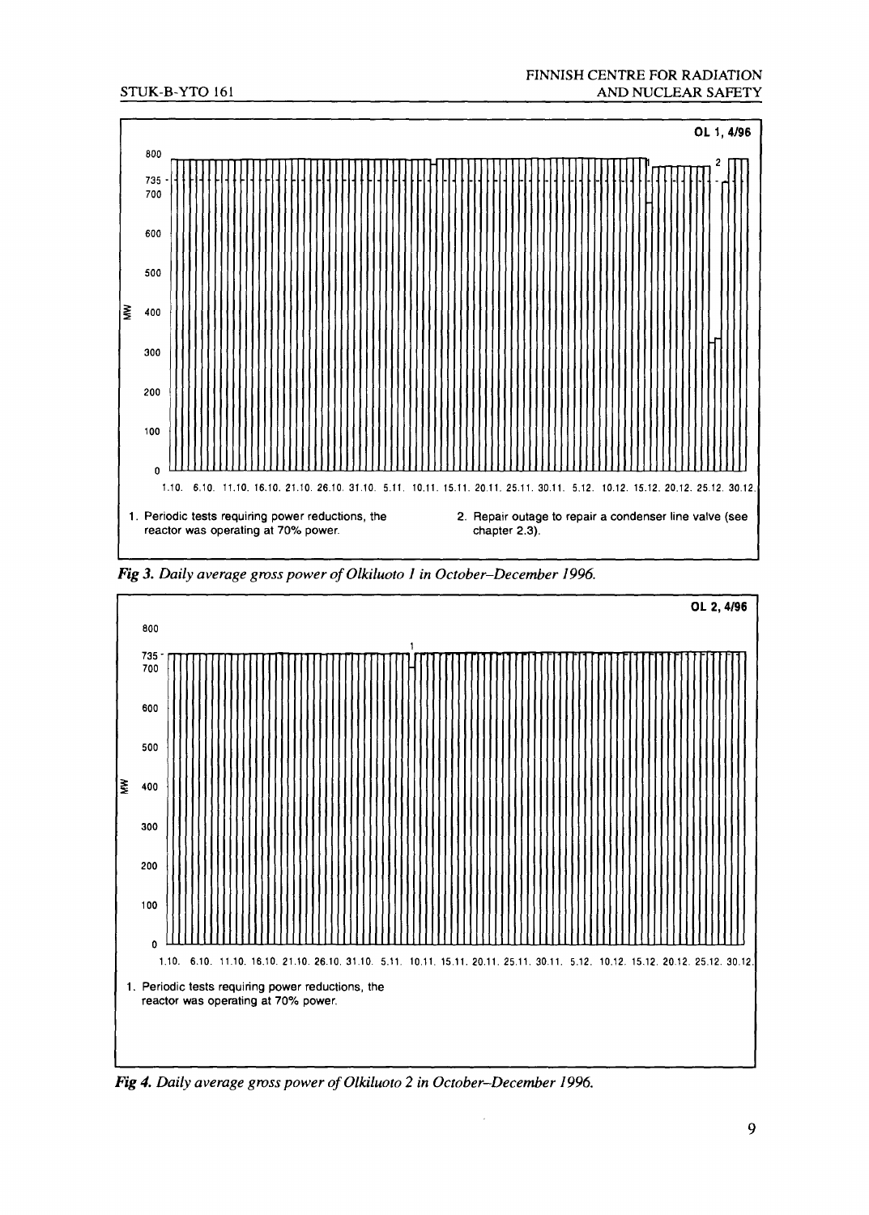OL 1, 4/96

800
735
700
600
500
400
300
200
100
0

MW

1.10. 6.10. 11.10. 16.10. 21.10. 26.10. 31.10. 5.11. 10.11. 15.11. 20.11. 25.11. 30.11. 5.12. 10.12. 15.12. 20.12. 25.12. 30.12.

1
2

1. Periodic tests requiring power reductions, the reactor was operating at 70% power.

2. Repair outage to repair a condenser line valve (see chapter 2.3).

*Fig 3. Daily average gross power of Olkiluoto 1 in October–December 1996.*

OL 2, 4/96

800
735
700
600
500
400
300
200
100
0

MW

1.10. 6.10. 11.10. 16.10. 21.10. 26.10. 31.10. 5.11. 10.11. 15.11. 20.11. 25.11. 30.11. 5.12. 10.12. 15.12. 20.12. 25.12. 30.12.

1

1. Periodic tests requiring power reductions, the reactor was operating at 70% power.

*Fig 4. Daily average gross power of Olkiluoto 2 in October–December 1996.*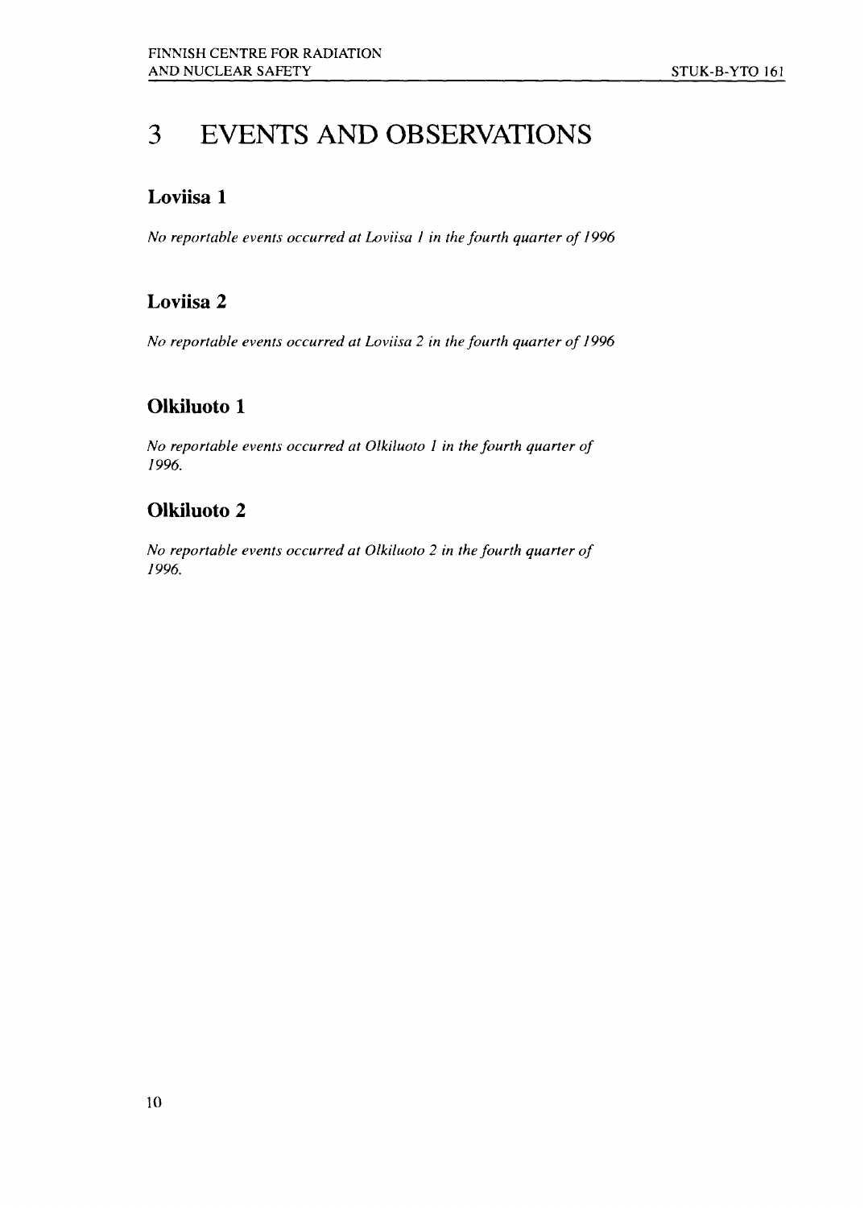# 3 EVENTS AND OBSERVATIONS

## Loviisa 1

*No reportable events occurred at Loviisa 1 in the fourth quarter of 1996*

## Loviisa 2

*No reportable events occurred at Loviisa 2 in the fourth quarter of 1996*

## Olkiluoto 1

*No reportable events occurred at Olkiluoto 1 in the fourth quarter of 1996.*

## Olkiluoto 2

*No reportable events occurred at Olkiluoto 2 in the fourth quarter of 1996.*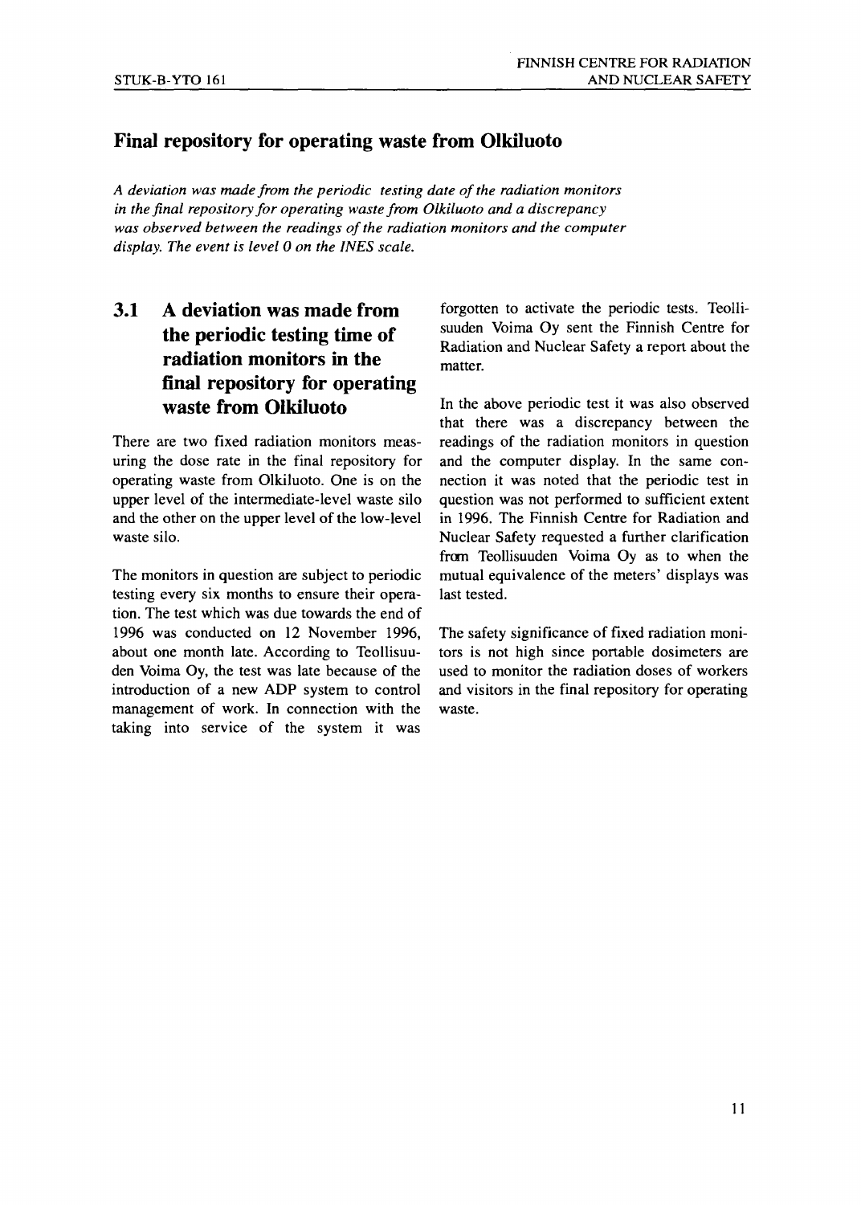## Final repository for operating waste from Olkiluoto

*A deviation was made from the periodic testing date of the radiation monitors in the final repository for operating waste from Olkiluoto and a discrepancy was observed between the readings of the radiation monitors and the computer display. The event is level 0 on the INES scale.*

### 3.1 A deviation was made from the periodic testing time of radiation monitors in the final repository for operating waste from Olkiluoto

There are two fixed radiation monitors measuring the dose rate in the final repository for operating waste from Olkiluoto. One is on the upper level of the intermediate-level waste silo and the other on the upper level of the low-level waste silo.

The monitors in question are subject to periodic testing every six months to ensure their operation. The test which was due towards the end of 1996 was conducted on 12 November 1996, about one month late. According to Teollisuuden Voima Oy, the test was late because of the introduction of a new ADP system to control management of work. In connection with the taking into service of the system it was forgotten to activate the periodic tests. Teollisuuden Voima Oy sent the Finnish Centre for Radiation and Nuclear Safety a report about the matter.

In the above periodic test it was also observed that there was a discrepancy between the readings of the radiation monitors in question and the computer display. In the same connection it was noted that the periodic test in question was not performed to sufficient extent in 1996. The Finnish Centre for Radiation and Nuclear Safety requested a further clarification from Teollisuuden Voima Oy as to when the mutual equivalence of the meters' displays was last tested.

The safety significance of fixed radiation monitors is not high since portable dosimeters are used to monitor the radiation doses of workers and visitors in the final repository for operating waste.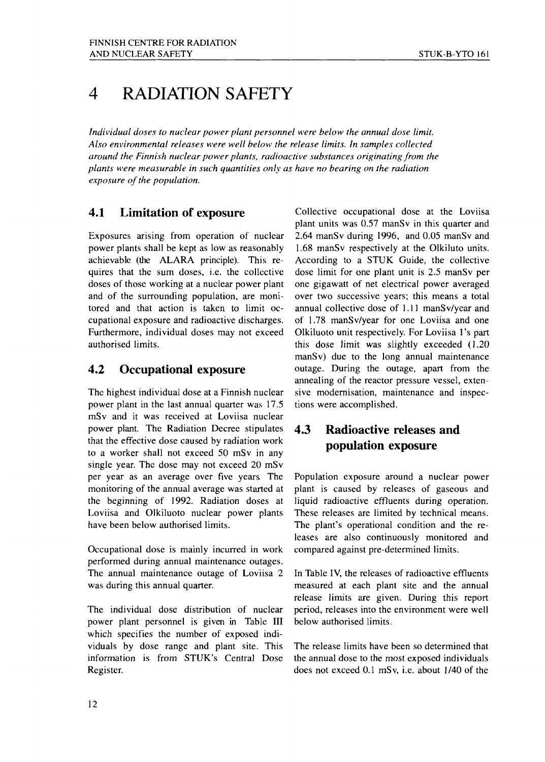# 4 RADIATION SAFETY

*Individual doses to nuclear power plant personnel were below the annual dose limit. Also environmental releases were well below the release limits. In samples collected around the Finnish nuclear power plants, radioactive substances originating from the plants were measurable in such quantities only as have no bearing on the radiation exposure of the population.*

## 4.1 Limitation of exposure

Exposures arising from operation of nuclear power plants shall be kept as low as reasonably achievable (the ALARA principle). This requires that the sum doses, i.e. the collective doses of those working at a nuclear power plant and of the surrounding population, are monitored and that action is taken to limit occupational exposure and radioactive discharges. Furthermore, individual doses may not exceed authorised limits.

## 4.2 Occupational exposure

The highest individual dose at a Finnish nuclear power plant in the last annual quarter was 17.5 mSv and it was received at Loviisa nuclear power plant. The Radiation Decree stipulates that the effective dose caused by radiation work to a worker shall not exceed 50 mSv in any single year. The dose may not exceed 20 mSv per year as an average over five years. The monitoring of the annual average was started at the beginning of 1992. Radiation doses at Loviisa and Olkiluoto nuclear power plants have been below authorised limits.

Occupational dose is mainly incurred in work performed during annual maintenance outages. The annual maintenance outage of Loviisa 2 was during this annual quarter.

The individual dose distribution of nuclear power plant personnel is given in Table III which specifies the number of exposed individuals by dose range and plant site. This information is from STUK's Central Dose Register.

Collective occupational dose at the Loviisa plant units was 0.57 manSv in this quarter and 2.64 manSv during 1996, and 0.05 manSv and 1.68 manSv respectively at the Olkiluto units. According to a STUK Guide, the collective dose limit for one plant unit is 2.5 manSv per one gigawatt of net electrical power averaged over two successive years; this means a total annual collective dose of 1.11 manSv/year and of 1.78 manSv/year for one Loviisa and one Olkiluoto unit respectively. For Loviisa 1's part this dose limit was slightly exceeded (1.20 manSv) due to the long annual maintenance outage. During the outage, apart from the annealing of the reactor pressure vessel, extensive modernisation, maintenance and inspections were accomplished.

## 4.3 Radioactive releases and population exposure

Population exposure around a nuclear power plant is caused by releases of gaseous and liquid radioactive effluents during operation. These releases are limited by technical means. The plant's operational condition and the releases are also continuously monitored and compared against pre-determined limits.

In Table IV, the releases of radioactive effluents measured at each plant site and the annual release limits are given. During this report period, releases into the environment were well below authorised limits.

The release limits have been so determined that the annual dose to the most exposed individuals does not exceed 0.1 mSv, i.e. about 1/40 of the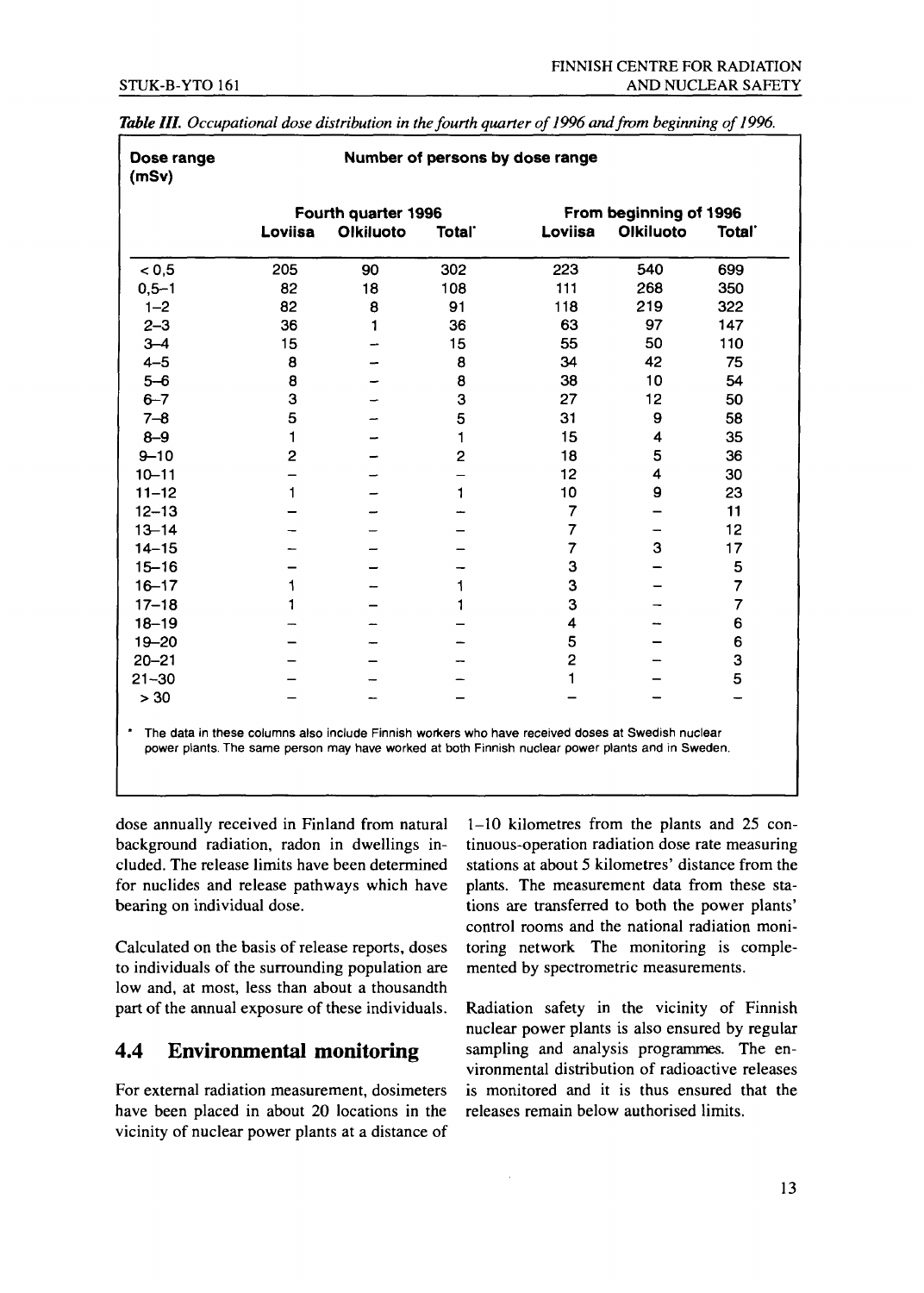*Table III. Occupational dose distribution in the fourth quarter of 1996 and from beginning of 1996.*

| Dose range (mSv) | Number of persons by dose range | | | | | |
|---|---|---|---|---|---|---|
| | Fourth quarter 1996 | | | From beginning of 1996 | | |
| | Loviisa | Olkiluoto | Total* | Loviisa | Olkiluoto | Total* |
| < 0,5 | 205 | 90 | 302 | 223 | 540 | 699 |
| 0,5–1 | 82 | 18 | 108 | 111 | 268 | 350 |
| 1–2 | 82 | 8 | 91 | 118 | 219 | 322 |
| 2–3 | 36 | 1 | 36 | 63 | 97 | 147 |
| 3–4 | 15 | – | 15 | 55 | 50 | 110 |
| 4–5 | 8 | – | 8 | 34 | 42 | 75 |
| 5–6 | 8 | – | 8 | 38 | 10 | 54 |
| 6–7 | 3 | – | 3 | 27 | 12 | 50 |
| 7–8 | 5 | – | 5 | 31 | 9 | 58 |
| 8–9 | 1 | – | 1 | 15 | 4 | 35 |
| 9–10 | 2 | – | 2 | 18 | 5 | 36 |
| 10–11 | – | – | – | 12 | 4 | 30 |
| 11–12 | 1 | – | 1 | 10 | 9 | 23 |
| 12–13 | – | – | – | 7 | – | 11 |
| 13–14 | – | – | – | 7 | – | 12 |
| 14–15 | – | – | – | 7 | 3 | 17 |
| 15–16 | – | – | – | 3 | – | 5 |
| 16–17 | 1 | – | 1 | 3 | – | 7 |
| 17–18 | 1 | – | 1 | 3 | – | 7 |
| 18–19 | – | – | – | 4 | – | 6 |
| 19–20 | – | – | – | 5 | – | 6 |
| 20–21 | – | – | – | 2 | – | 3 |
| 21–30 | – | – | – | 1 | – | 5 |
| > 30 | – | – | – | – | – | – |

\* The data in these columns also include Finnish workers who have received doses at Swedish nuclear power plants. The same person may have worked at both Finnish nuclear power plants and in Sweden.

dose annually received in Finland from natural background radiation, radon in dwellings included. The release limits have been determined for nuclides and release pathways which have bearing on individual dose.

Calculated on the basis of release reports, doses to individuals of the surrounding population are low and, at most, less than about a thousandth part of the annual exposure of these individuals.

## 4.4 Environmental monitoring

For external radiation measurement, dosimeters have been placed in about 20 locations in the vicinity of nuclear power plants at a distance of 1–10 kilometres from the plants and 25 continuous-operation radiation dose rate measuring stations at about 5 kilometres' distance from the plants. The measurement data from these stations are transferred to both the power plants' control rooms and the national radiation monitoring network The monitoring is complemented by spectrometric measurements.

Radiation safety in the vicinity of Finnish nuclear power plants is also ensured by regular sampling and analysis programmes. The environmental distribution of radioactive releases is monitored and it is thus ensured that the releases remain below authorised limits.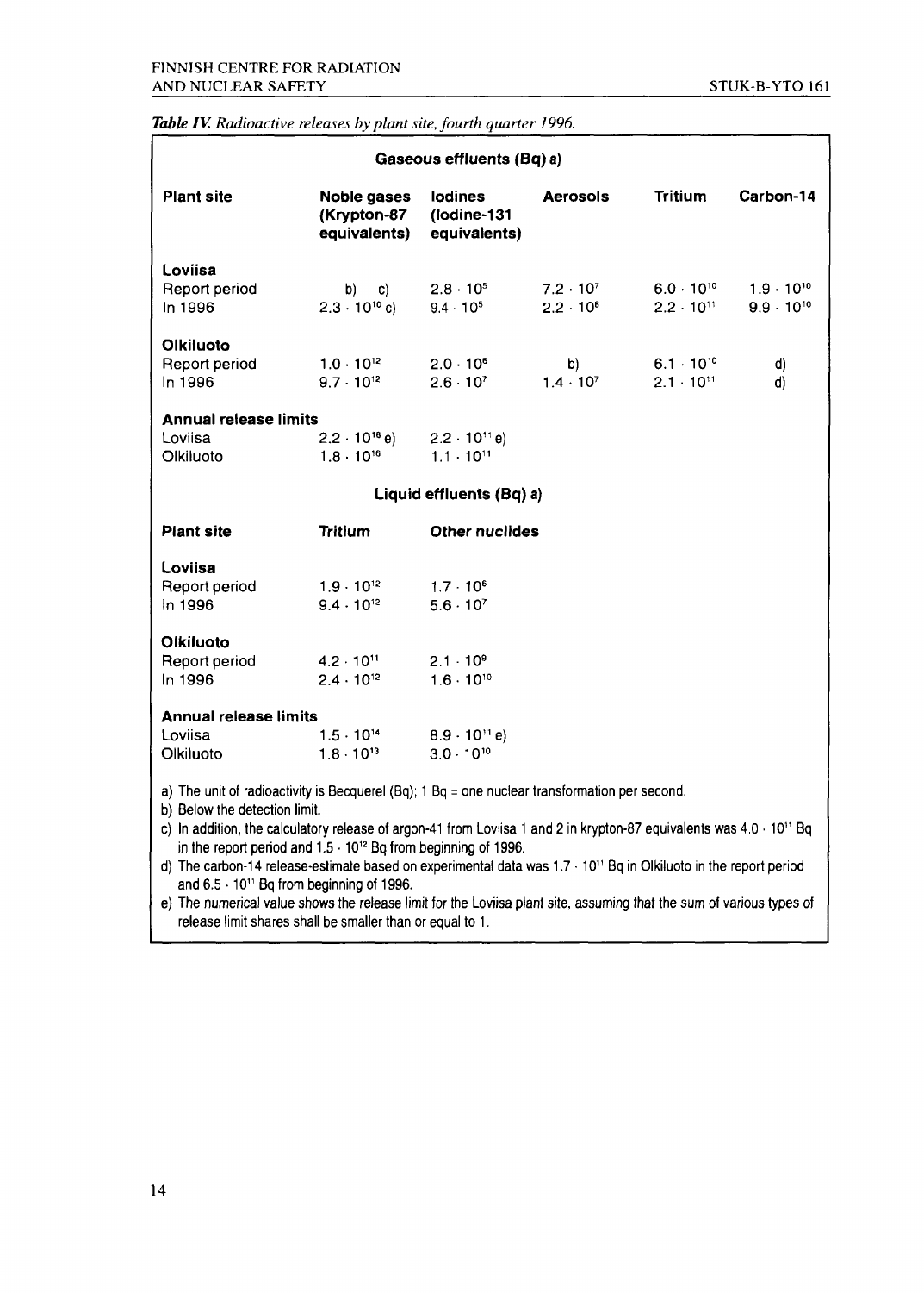*Table IV. Radioactive releases by plant site, fourth quarter 1996.*

**Gaseous effluents (Bq) a)**

| Plant site | Noble gases (Krypton-87 equivalents) | Iodines (Iodine-131 equivalents) | Aerosols | Tritium | Carbon-14 |
|---|---|---|---|---|---|
| **Loviisa** | | | | | |
| Report period | b) c) | $2.8 \cdot 10^{5}$ | $7.2 \cdot 10^{7}$ | $6.0 \cdot 10^{10}$ | $1.9 \cdot 10^{10}$ |
| In 1996 | $2.3 \cdot 10^{10}$ c) | $9.4 \cdot 10^{5}$ | $2.2 \cdot 10^{8}$ | $2.2 \cdot 10^{11}$ | $9.9 \cdot 10^{10}$ |
| **Olkiluoto** | | | | | |
| Report period | $1.0 \cdot 10^{12}$ | $2.0 \cdot 10^{6}$ | b) | $6.1 \cdot 10^{10}$ | d) |
| In 1996 | $9.7 \cdot 10^{12}$ | $2.6 \cdot 10^{7}$ | $1.4 \cdot 10^{7}$ | $2.1 \cdot 10^{11}$ | d) |
| **Annual release limits** | | | | | |
| Loviisa | $2.2 \cdot 10^{16}$ e) | $2.2 \cdot 10^{11}$ e) | | | |
| Olkiluoto | $1.8 \cdot 10^{16}$ | $1.1 \cdot 10^{11}$ | | | |

**Liquid effluents (Bq) a)**

| Plant site | Tritium | Other nuclides |
|---|---|---|
| **Loviisa** | | |
| Report period | $1.9 \cdot 10^{12}$ | $1.7 \cdot 10^{6}$ |
| In 1996 | $9.4 \cdot 10^{12}$ | $5.6 \cdot 10^{7}$ |
| **Olkiluoto** | | |
| Report period | $4.2 \cdot 10^{11}$ | $2.1 \cdot 10^{9}$ |
| In 1996 | $2.4 \cdot 10^{12}$ | $1.6 \cdot 10^{10}$ |
| **Annual release limits** | | |
| Loviisa | $1.5 \cdot 10^{14}$ | $8.9 \cdot 10^{11}$ e) |
| Olkiluoto | $1.8 \cdot 10^{13}$ | $3.0 \cdot 10^{10}$ |

a) The unit of radioactivity is Becquerel (Bq); 1 Bq = one nuclear transformation per second.
b) Below the detection limit.
c) In addition, the calculatory release of argon-41 from Loviisa 1 and 2 in krypton-87 equivalents was $4.0 \cdot 10^{11}$ Bq in the report period and $1.5 \cdot 10^{12}$ Bq from beginning of 1996.
d) The carbon-14 release-estimate based on experimental data was $1.7 \cdot 10^{11}$ Bq in Olkiluoto in the report period and $6.5 \cdot 10^{11}$ Bq from beginning of 1996.
e) The numerical value shows the release limit for the Loviisa plant site, assuming that the sum of various types of release limit shares shall be smaller than or equal to 1.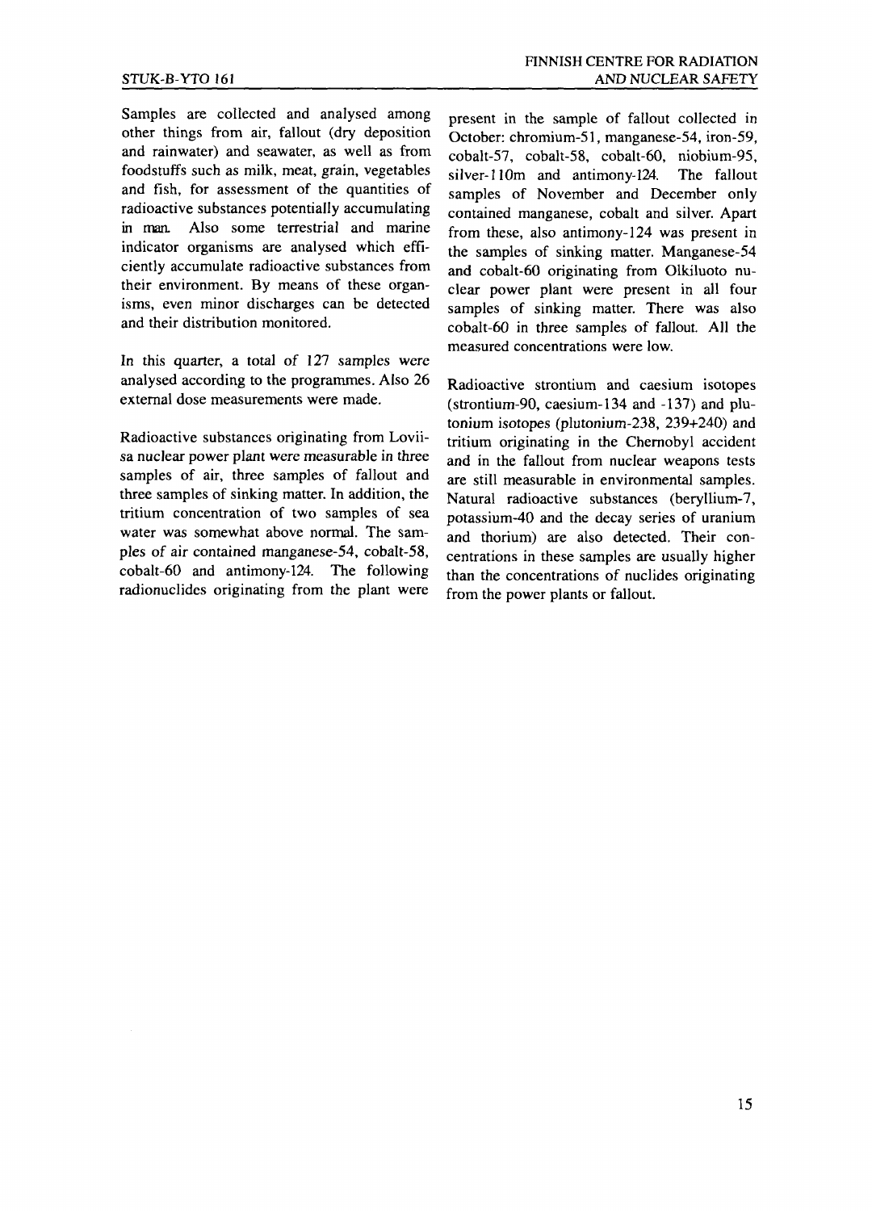Samples are collected and analysed among other things from air, fallout (dry deposition and rainwater) and seawater, as well as from foodstuffs such as milk, meat, grain, vegetables and fish, for assessment of the quantities of radioactive substances potentially accumulating in man. Also some terrestrial and marine indicator organisms are analysed which efficiently accumulate radioactive substances from their environment. By means of these organisms, even minor discharges can be detected and their distribution monitored.

In this quarter, a total of 127 samples were analysed according to the programmes. Also 26 external dose measurements were made.

Radioactive substances originating from Loviisa nuclear power plant were measurable in three samples of air, three samples of fallout and three samples of sinking matter. In addition, the tritium concentration of two samples of sea water was somewhat above normal. The samples of air contained manganese-54, cobalt-58, cobalt-60 and antimony-124. The following radionuclides originating from the plant were present in the sample of fallout collected in October: chromium-51, manganese-54, iron-59, cobalt-57, cobalt-58, cobalt-60, niobium-95, silver-110m and antimony-124. The fallout samples of November and December only contained manganese, cobalt and silver. Apart from these, also antimony-124 was present in the samples of sinking matter. Manganese-54 and cobalt-60 originating from Olkiluoto nuclear power plant were present in all four samples of sinking matter. There was also cobalt-60 in three samples of fallout. All the measured concentrations were low.

Radioactive strontium and caesium isotopes (strontium-90, caesium-134 and -137) and plutonium isotopes (plutonium-238, 239+240) and tritium originating in the Chernobyl accident and in the fallout from nuclear weapons tests are still measurable in environmental samples. Natural radioactive substances (beryllium-7, potassium-40 and the decay series of uranium and thorium) are also detected. Their concentrations in these samples are usually higher than the concentrations of nuclides originating from the power plants or fallout.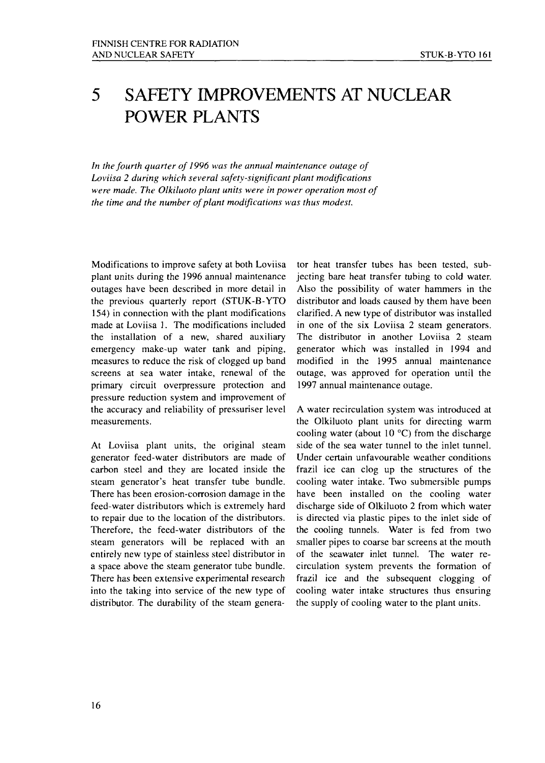# 5 SAFETY IMPROVEMENTS AT NUCLEAR POWER PLANTS

*In the fourth quarter of 1996 was the annual maintenance outage of Loviisa 2 during which several safety-significant plant modifications were made. The Olkiluoto plant units were in power operation most of the time and the number of plant modifications was thus modest.*

Modifications to improve safety at both Loviisa plant units during the 1996 annual maintenance outages have been described in more detail in the previous quarterly report (STUK-B-YTO 154) in connection with the plant modifications made at Loviisa 1. The modifications included the installation of a new, shared auxiliary emergency make-up water tank and piping, measures to reduce the risk of clogged up band screens at sea water intake, renewal of the primary circuit overpressure protection and pressure reduction system and improvement of the accuracy and reliability of pressuriser level measurements.

At Loviisa plant units, the original steam generator feed-water distributors are made of carbon steel and they are located inside the steam generator's heat transfer tube bundle. There has been erosion-corrosion damage in the feed-water distributors which is extremely hard to repair due to the location of the distributors. Therefore, the feed-water distributors of the steam generators will be replaced with an entirely new type of stainless steel distributor in a space above the steam generator tube bundle. There has been extensive experimental research into the taking into service of the new type of distributor. The durability of the steam generator heat transfer tubes has been tested, subjecting bare heat transfer tubing to cold water. Also the possibility of water hammers in the distributor and loads caused by them have been clarified. A new type of distributor was installed in one of the six Loviisa 2 steam generators. The distributor in another Loviisa 2 steam generator which was installed in 1994 and modified in the 1995 annual maintenance outage, was approved for operation until the 1997 annual maintenance outage.

A water recirculation system was introduced at the Olkiluoto plant units for directing warm cooling water (about 10 °C) from the discharge side of the sea water tunnel to the inlet tunnel. Under certain unfavourable weather conditions frazil ice can clog up the structures of the cooling water intake. Two submersible pumps have been installed on the cooling water discharge side of Olkiluoto 2 from which water is directed via plastic pipes to the inlet side of the cooling tunnels. Water is fed from two smaller pipes to coarse bar screens at the mouth of the seawater inlet tunnel. The water recirculation system prevents the formation of frazil ice and the subsequent clogging of cooling water intake structures thus ensuring the supply of cooling water to the plant units.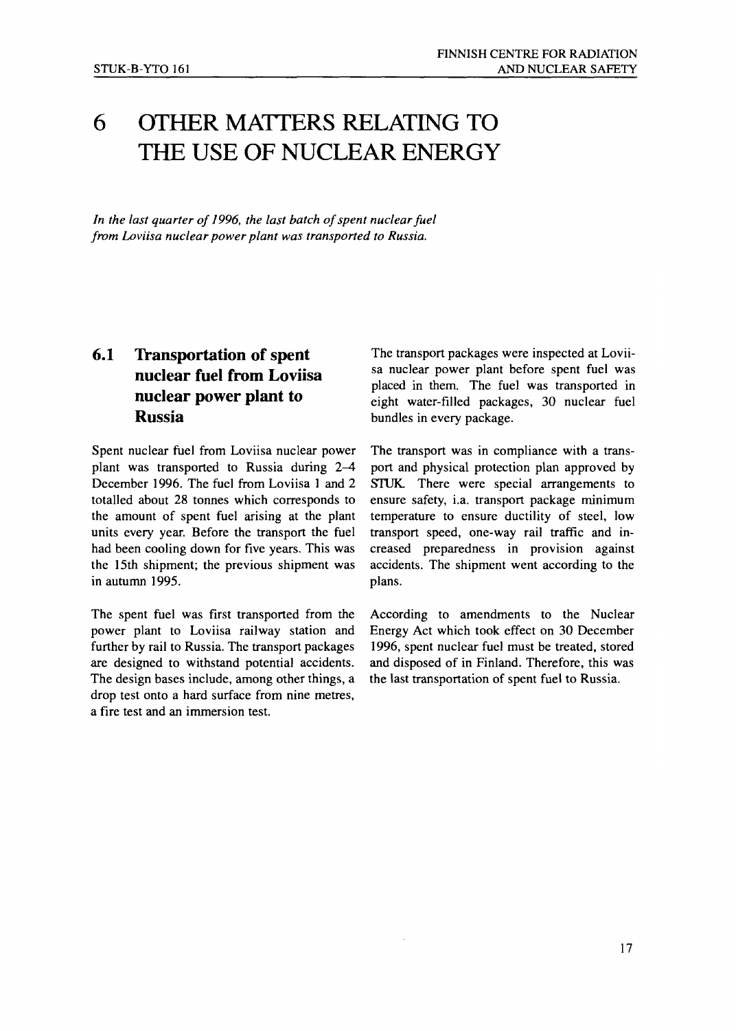# 6 OTHER MATTERS RELATING TO THE USE OF NUCLEAR ENERGY

*In the last quarter of 1996, the last batch of spent nuclear fuel from Loviisa nuclear power plant was transported to Russia.*

## 6.1 Transportation of spent nuclear fuel from Loviisa nuclear power plant to Russia

Spent nuclear fuel from Loviisa nuclear power plant was transported to Russia during 2–4 December 1996. The fuel from Loviisa 1 and 2 totalled about 28 tonnes which corresponds to the amount of spent fuel arising at the plant units every year. Before the transport the fuel had been cooling down for five years. This was the 15th shipment; the previous shipment was in autumn 1995.

The spent fuel was first transported from the power plant to Loviisa railway station and further by rail to Russia. The transport packages are designed to withstand potential accidents. The design bases include, among other things, a drop test onto a hard surface from nine metres, a fire test and an immersion test.

The transport packages were inspected at Loviisa nuclear power plant before spent fuel was placed in them. The fuel was transported in eight water-filled packages, 30 nuclear fuel bundles in every package.

The transport was in compliance with a transport and physical protection plan approved by STUK. There were special arrangements to ensure safety, i.a. transport package minimum temperature to ensure ductility of steel, low transport speed, one-way rail traffic and increased preparedness in provision against accidents. The shipment went according to the plans.

According to amendments to the Nuclear Energy Act which took effect on 30 December 1996, spent nuclear fuel must be treated, stored and disposed of in Finland. Therefore, this was the last transportation of spent fuel to Russia.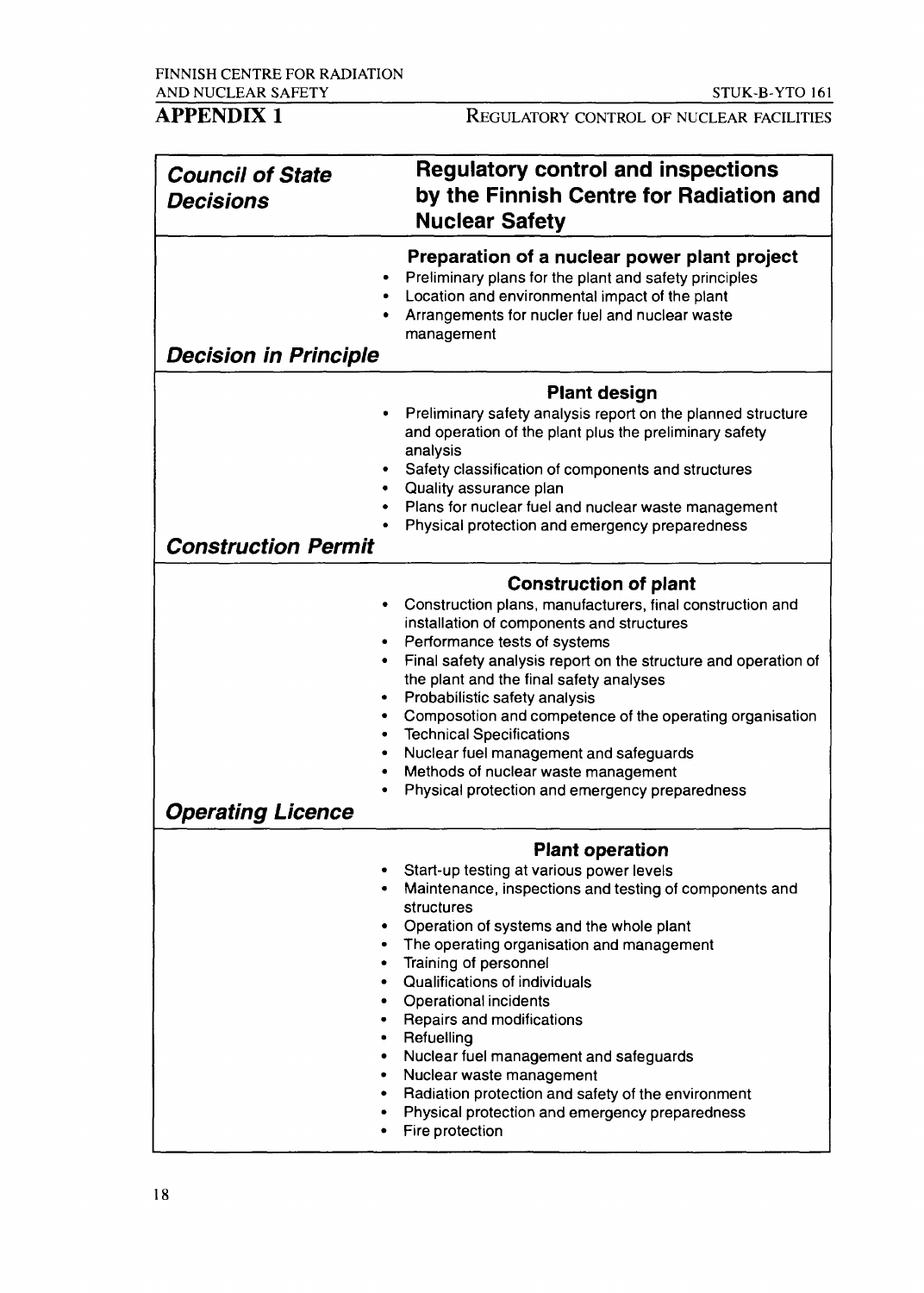# APPENDIX 1

| *Council of State Decisions* | **Regulatory control and inspections by the Finnish Centre for Radiation and Nuclear Safety** |
|---|---|
| ***Decision in Principle*** | **Preparation of a nuclear power plant project**<br>• Preliminary plans for the plant and safety principles<br>• Location and environmental impact of the plant<br>• Arrangements for nucler fuel and nuclear waste management |
| ***Construction Permit*** | **Plant design**<br>• Preliminary safety analysis report on the planned structure and operation of the plant plus the preliminary safety analysis<br>• Safety classification of components and structures<br>• Quality assurance plan<br>• Plans for nuclear fuel and nuclear waste management<br>• Physical protection and emergency preparedness |
| ***Operating Licence*** | **Construction of plant**<br>• Construction plans, manufacturers, final construction and installation of components and structures<br>• Performance tests of systems<br>• Final safety analysis report on the structure and operation of the plant and the final safety analyses<br>• Probabilistic safety analysis<br>• Composotion and competence of the operating organisation<br>• Technical Specifications<br>• Nuclear fuel management and safeguards<br>• Methods of nuclear waste management<br>• Physical protection and emergency preparedness |
| | **Plant operation**<br>• Start-up testing at various power levels<br>• Maintenance, inspections and testing of components and structures<br>• Operation of systems and the whole plant<br>• The operating organisation and management<br>• Training of personnel<br>• Qualifications of individuals<br>• Operational incidents<br>• Repairs and modifications<br>• Refuelling<br>• Nuclear fuel management and safeguards<br>• Nuclear waste management<br>• Radiation protection and safety of the environment<br>• Physical protection and emergency preparedness<br>• Fire protection |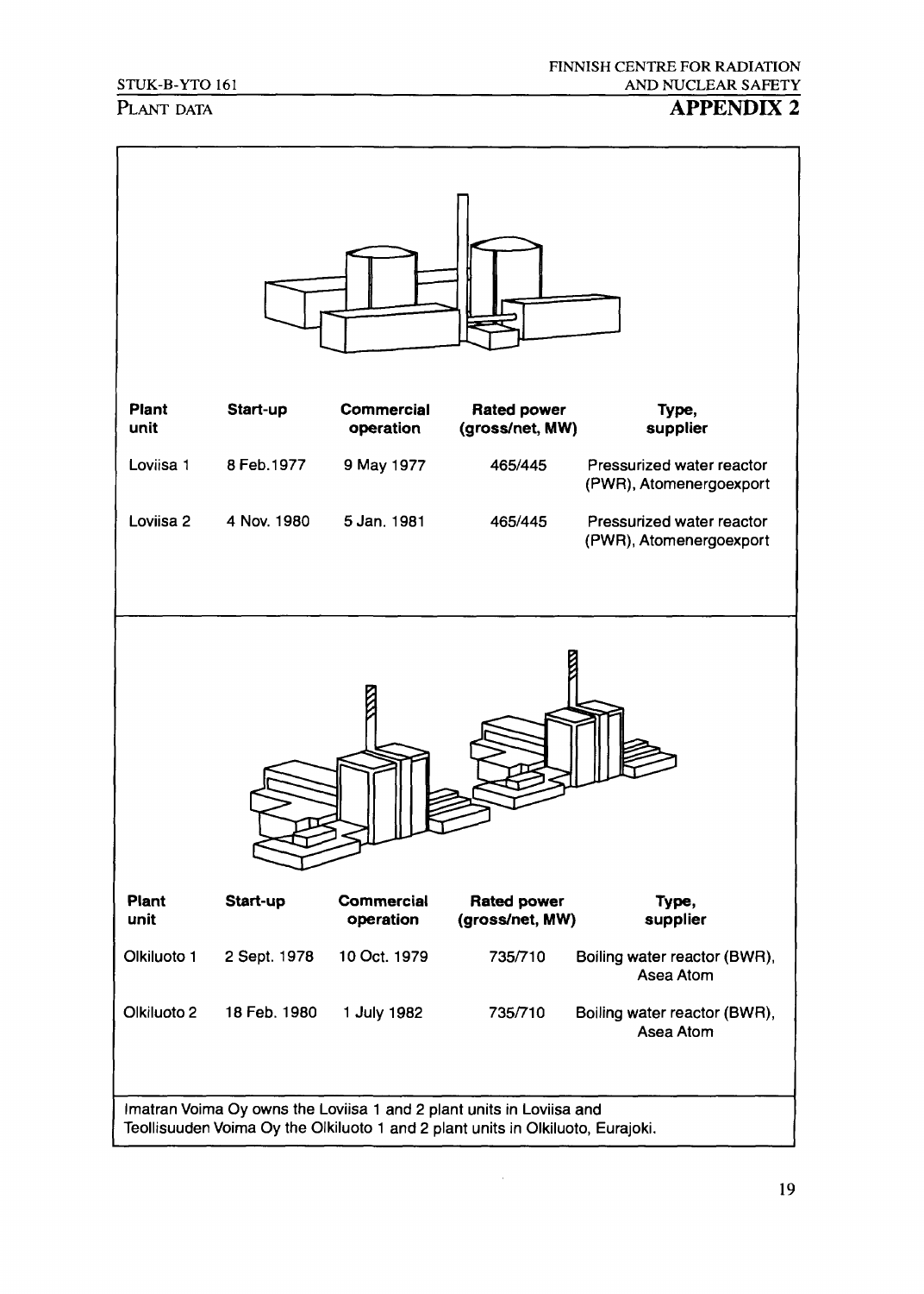# APPENDIX 2

## PLANT DATA

| Plant unit | Start-up | Commercial operation | Rated power (gross/net, MW) | Type, supplier |
|---|---|---|---|---|
| Loviisa 1 | 8 Feb.1977 | 9 May 1977 | 465/445 | Pressurized water reactor (PWR), Atomenergoexport |
| Loviisa 2 | 4 Nov. 1980 | 5 Jan. 1981 | 465/445 | Pressurized water reactor (PWR), Atomenergoexport |

| Plant unit | Start-up | Commercial operation | Rated power (gross/net, MW) | Type, supplier |
|---|---|---|---|---|
| Olkiluoto 1 | 2 Sept. 1978 | 10 Oct. 1979 | 735/710 | Boiling water reactor (BWR), Asea Atom |
| Olkiluoto 2 | 18 Feb. 1980 | 1 July 1982 | 735/710 | Boiling water reactor (BWR), Asea Atom |

Imatran Voima Oy owns the Loviisa 1 and 2 plant units in Loviisa and Teollisuuden Voima Oy the Olkiluoto 1 and 2 plant units in Olkiluoto, Eurajoki.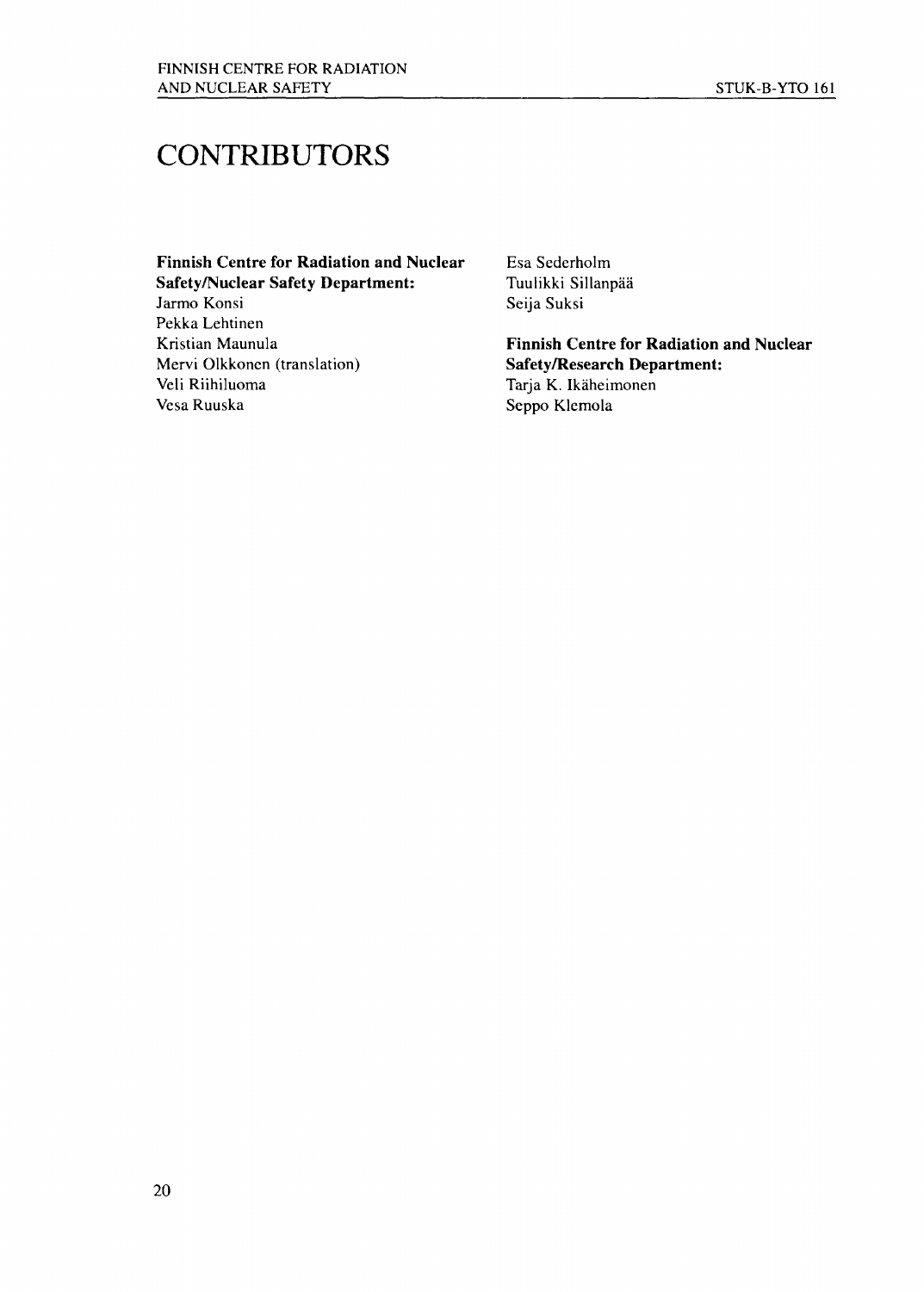# CONTRIBUTORS

**Finnish Centre for Radiation and Nuclear Safety/Nuclear Safety Department:**
Jarmo Konsi
Pekka Lehtinen
Kristian Maunula
Mervi Olkkonen (translation)
Veli Riihiluoma
Vesa Ruuska
Esa Sederholm
Tuulikki Sillanpää
Seija Suksi

**Finnish Centre for Radiation and Nuclear Safety/Research Department:**
Tarja K. Ikäheimonen
Seppo Klemola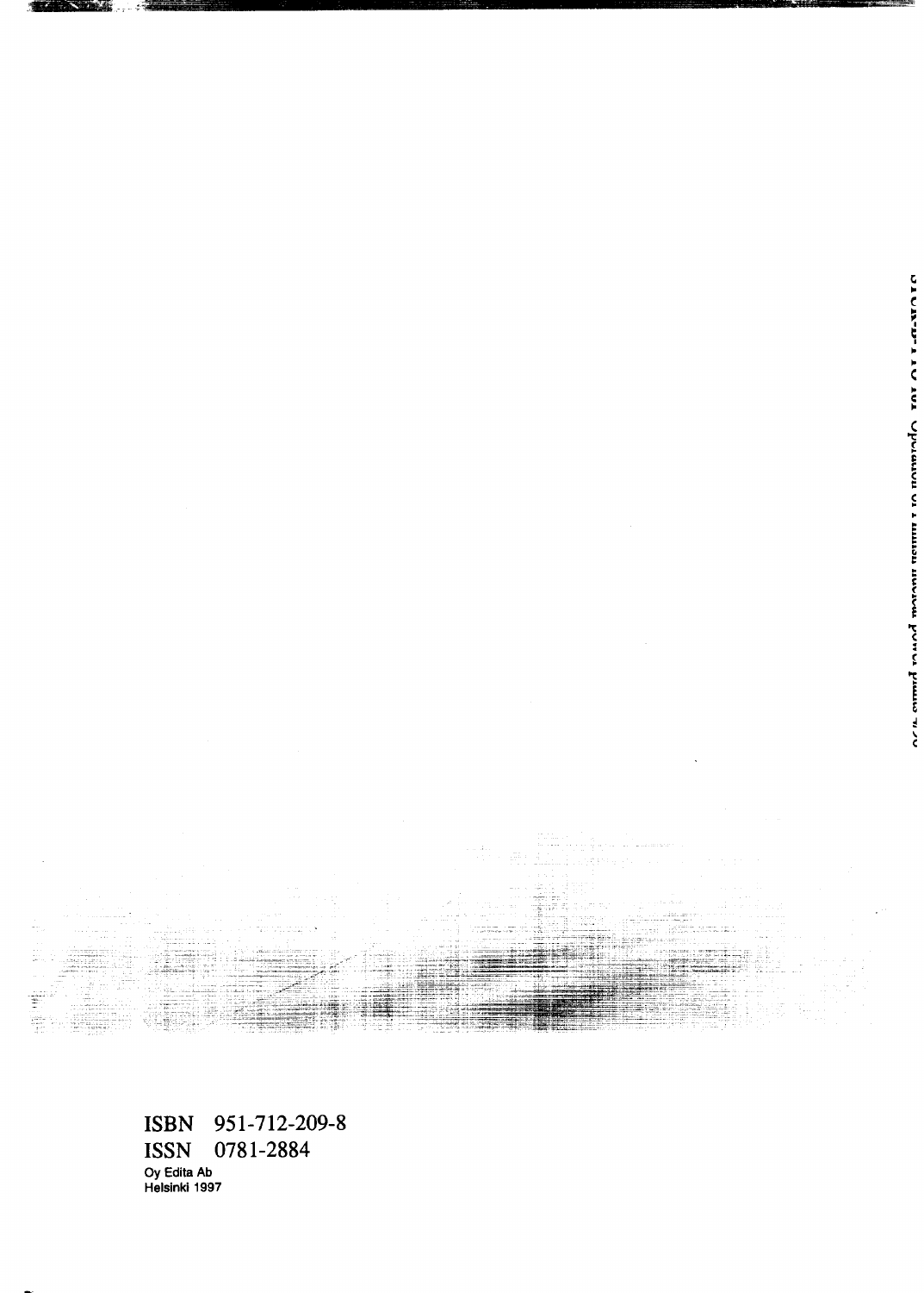ISBN 951-712-209-8
ISSN 0781-2884
Oy Edita Ab
Helsinki 1997